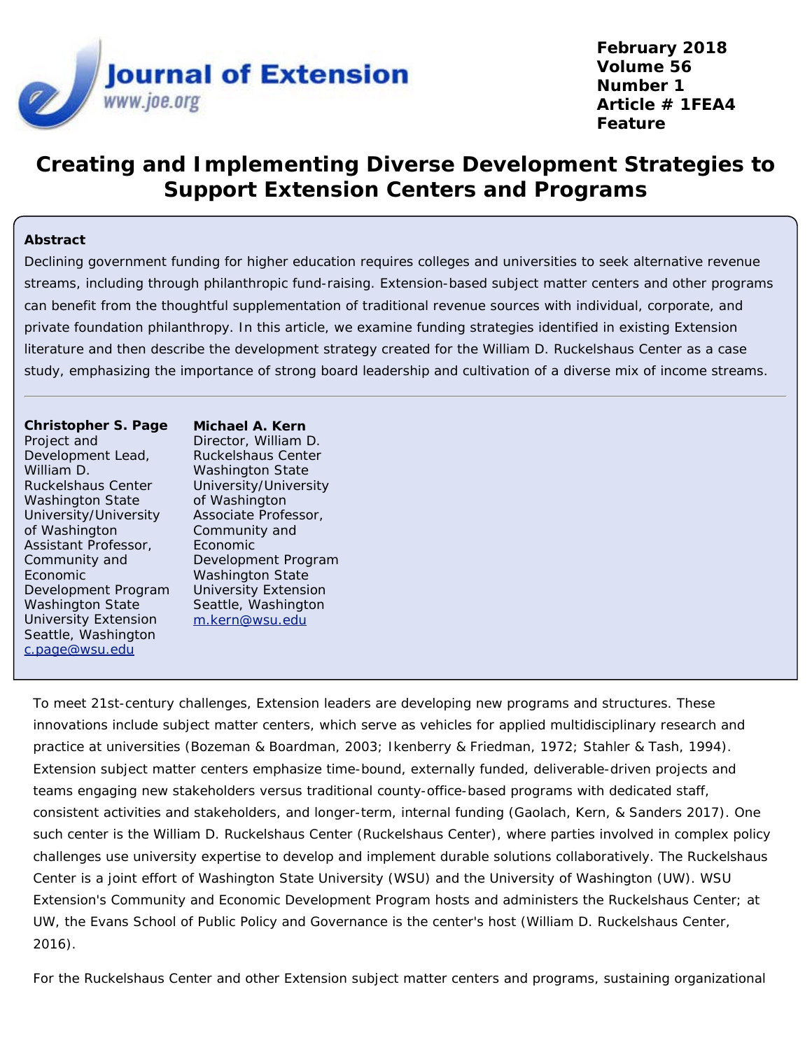February 2018
Volume 56
Number 1
Article # 1FEA4
Feature

# Creating and Implementing Diverse Development Strategies to Support Extension Centers and Programs

**Abstract**

Declining government funding for higher education requires colleges and universities to seek alternative revenue streams, including through philanthropic fund-raising. Extension-based subject matter centers and other programs can benefit from the thoughtful supplementation of traditional revenue sources with individual, corporate, and private foundation philanthropy. In this article, we examine funding strategies identified in existing Extension literature and then describe the development strategy created for the William D. Ruckelshaus Center as a case study, emphasizing the importance of strong board leadership and cultivation of a diverse mix of income streams.

---

**Christopher S. Page**
Project and Development Lead, William D. Ruckelshaus Center
Washington State University/University of Washington
Assistant Professor, Community and Economic Development Program
Washington State University Extension
Seattle, Washington
c.page@wsu.edu

**Michael A. Kern**
Director, William D. Ruckelshaus Center
Washington State University/University of Washington
Associate Professor, Community and Economic Development Program
Washington State University Extension
Seattle, Washington
m.kern@wsu.edu

To meet 21st-century challenges, Extension leaders are developing new programs and structures. These innovations include subject matter centers, which serve as vehicles for applied multidisciplinary research and practice at universities (Bozeman & Boardman, 2003; Ikenberry & Friedman, 1972; Stahler & Tash, 1994). Extension subject matter centers emphasize time-bound, externally funded, deliverable-driven projects and teams engaging new stakeholders versus traditional county-office-based programs with dedicated staff, consistent activities and stakeholders, and longer-term, internal funding (Gaolach, Kern, & Sanders 2017). One such center is the William D. Ruckelshaus Center (Ruckelshaus Center), where parties involved in complex policy challenges use university expertise to develop and implement durable solutions collaboratively. The Ruckelshaus Center is a joint effort of Washington State University (WSU) and the University of Washington (UW). WSU Extension's Community and Economic Development Program hosts and administers the Ruckelshaus Center; at UW, the Evans School of Public Policy and Governance is the center's host (William D. Ruckelshaus Center, 2016).

For the Ruckelshaus Center and other Extension subject matter centers and programs, sustaining organizational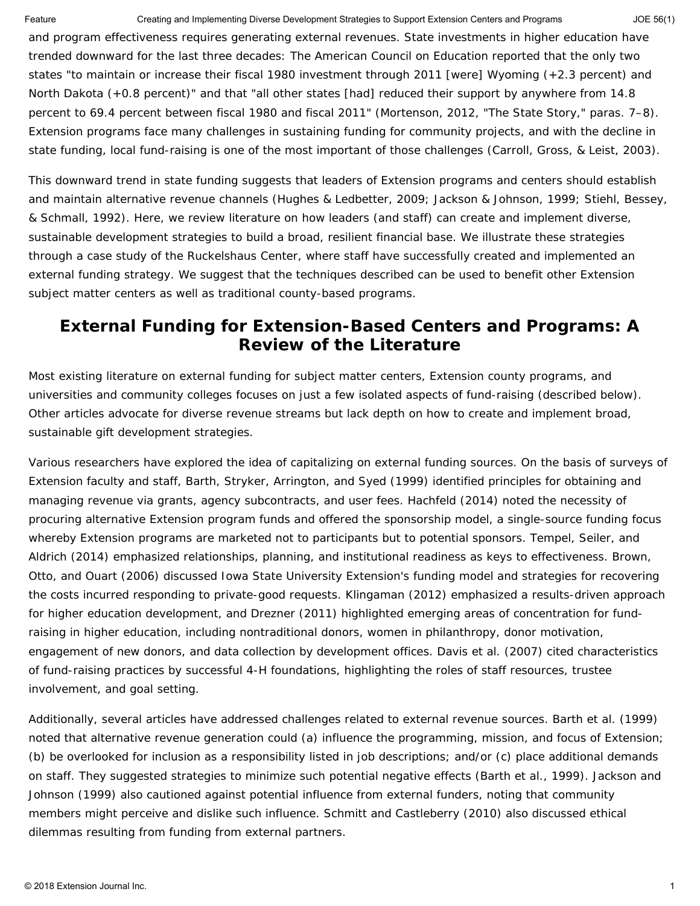and program effectiveness requires generating external revenues. State investments in higher education have trended downward for the last three decades: The American Council on Education reported that the only two states "to maintain or increase their fiscal 1980 investment through 2011 [were] Wyoming (+2.3 percent) and North Dakota (+0.8 percent)" and that "all other states [had] reduced their support by anywhere from 14.8 percent to 69.4 percent between fiscal 1980 and fiscal 2011" (Mortenson, 2012, "The State Story," paras. 7–8). Extension programs face many challenges in sustaining funding for community projects, and with the decline in state funding, local fund-raising is one of the most important of those challenges (Carroll, Gross, & Leist, 2003).

This downward trend in state funding suggests that leaders of Extension programs and centers should establish and maintain alternative revenue channels (Hughes & Ledbetter, 2009; Jackson & Johnson, 1999; Stiehl, Bessey, & Schmall, 1992). Here, we review literature on how leaders (and staff) can create and implement diverse, sustainable development strategies to build a broad, resilient financial base. We illustrate these strategies through a case study of the Ruckelshaus Center, where staff have successfully created and implemented an external funding strategy. We suggest that the techniques described can be used to benefit other Extension subject matter centers as well as traditional county-based programs.

## External Funding for Extension-Based Centers and Programs: A Review of the Literature

Most existing literature on external funding for subject matter centers, Extension county programs, and universities and community colleges focuses on just a few isolated aspects of fund-raising (described below). Other articles advocate for diverse revenue streams but lack depth on how to create and implement broad, sustainable gift development strategies.

Various researchers have explored the idea of capitalizing on external funding sources. On the basis of surveys of Extension faculty and staff, Barth, Stryker, Arrington, and Syed (1999) identified principles for obtaining and managing revenue via grants, agency subcontracts, and user fees. Hachfeld (2014) noted the necessity of procuring alternative Extension program funds and offered the sponsorship model, a single-source funding focus whereby Extension programs are marketed not to participants but to potential sponsors. Tempel, Seiler, and Aldrich (2014) emphasized relationships, planning, and institutional readiness as keys to effectiveness. Brown, Otto, and Ouart (2006) discussed Iowa State University Extension's funding model and strategies for recovering the costs incurred responding to private-good requests. Klingaman (2012) emphasized a results-driven approach for higher education development, and Drezner (2011) highlighted emerging areas of concentration for fund-raising in higher education, including nontraditional donors, women in philanthropy, donor motivation, engagement of new donors, and data collection by development offices. Davis et al. (2007) cited characteristics of fund-raising practices by successful 4-H foundations, highlighting the roles of staff resources, trustee involvement, and goal setting.

Additionally, several articles have addressed challenges related to external revenue sources. Barth et al. (1999) noted that alternative revenue generation could (a) influence the programming, mission, and focus of Extension; (b) be overlooked for inclusion as a responsibility listed in job descriptions; and/or (c) place additional demands on staff. They suggested strategies to minimize such potential negative effects (Barth et al., 1999). Jackson and Johnson (1999) also cautioned against potential influence from external funders, noting that community members might perceive and dislike such influence. Schmitt and Castleberry (2010) also discussed ethical dilemmas resulting from funding from external partners.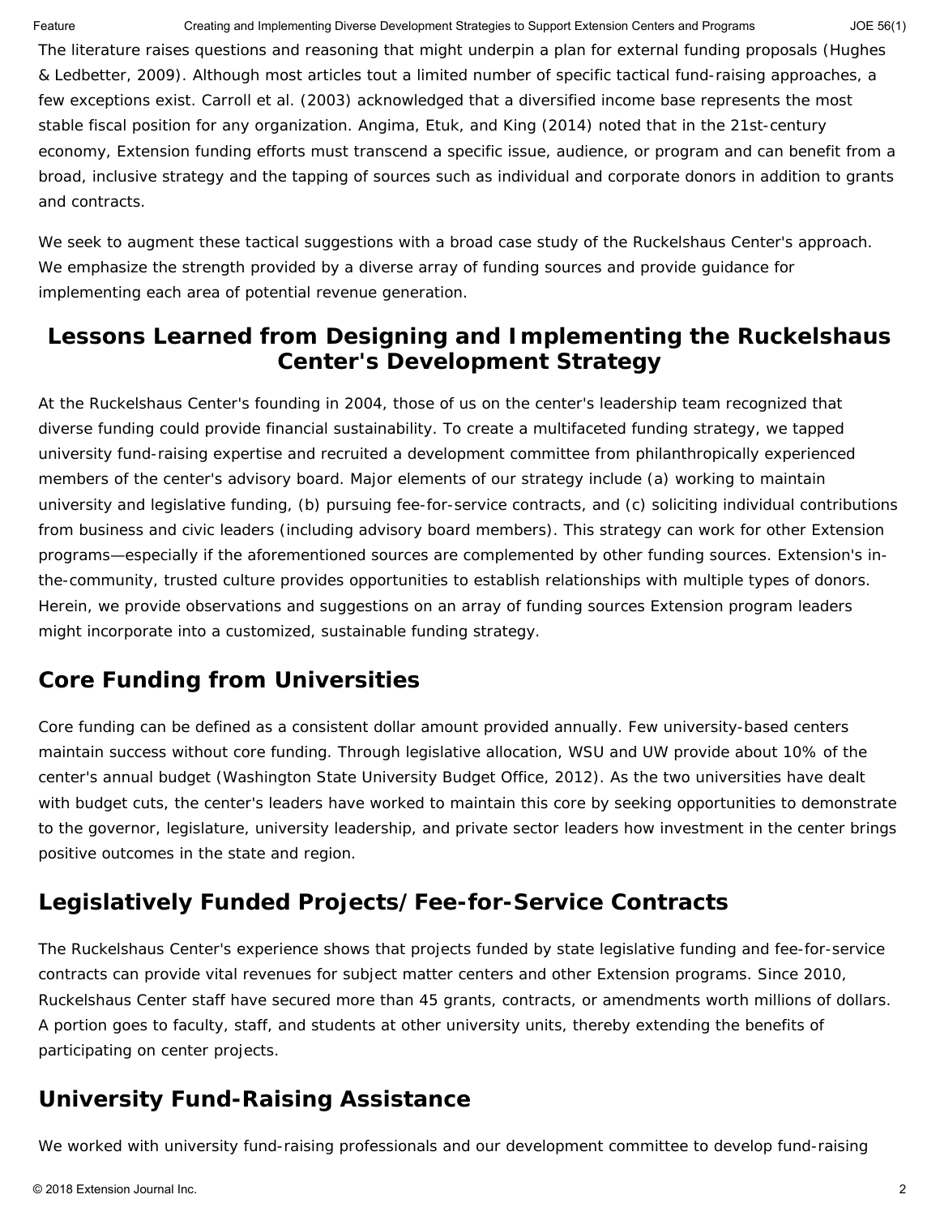The literature raises questions and reasoning that might underpin a plan for external funding proposals (Hughes & Ledbetter, 2009). Although most articles tout a limited number of specific tactical fund-raising approaches, a few exceptions exist. Carroll et al. (2003) acknowledged that a diversified income base represents the most stable fiscal position for any organization. Angima, Etuk, and King (2014) noted that in the 21st-century economy, Extension funding efforts must transcend a specific issue, audience, or program and can benefit from a broad, inclusive strategy and the tapping of sources such as individual and corporate donors in addition to grants and contracts.

We seek to augment these tactical suggestions with a broad case study of the Ruckelshaus Center's approach. We emphasize the strength provided by a diverse array of funding sources and provide guidance for implementing each area of potential revenue generation.

## Lessons Learned from Designing and Implementing the Ruckelshaus Center's Development Strategy

At the Ruckelshaus Center's founding in 2004, those of us on the center's leadership team recognized that diverse funding could provide financial sustainability. To create a multifaceted funding strategy, we tapped university fund-raising expertise and recruited a development committee from philanthropically experienced members of the center's advisory board. Major elements of our strategy include (a) working to maintain university and legislative funding, (b) pursuing fee-for-service contracts, and (c) soliciting individual contributions from business and civic leaders (including advisory board members). This strategy can work for other Extension programs—especially if the aforementioned sources are complemented by other funding sources. Extension's in-the-community, trusted culture provides opportunities to establish relationships with multiple types of donors. Herein, we provide observations and suggestions on an array of funding sources Extension program leaders might incorporate into a customized, sustainable funding strategy.

## Core Funding from Universities

Core funding can be defined as a consistent dollar amount provided annually. Few university-based centers maintain success without core funding. Through legislative allocation, WSU and UW provide about 10% of the center's annual budget (Washington State University Budget Office, 2012). As the two universities have dealt with budget cuts, the center's leaders have worked to maintain this core by seeking opportunities to demonstrate to the governor, legislature, university leadership, and private sector leaders how investment in the center brings positive outcomes in the state and region.

## Legislatively Funded Projects/Fee-for-Service Contracts

The Ruckelshaus Center's experience shows that projects funded by state legislative funding and fee-for-service contracts can provide vital revenues for subject matter centers and other Extension programs. Since 2010, Ruckelshaus Center staff have secured more than 45 grants, contracts, or amendments worth millions of dollars. A portion goes to faculty, staff, and students at other university units, thereby extending the benefits of participating on center projects.

## University Fund-Raising Assistance

We worked with university fund-raising professionals and our development committee to develop fund-raising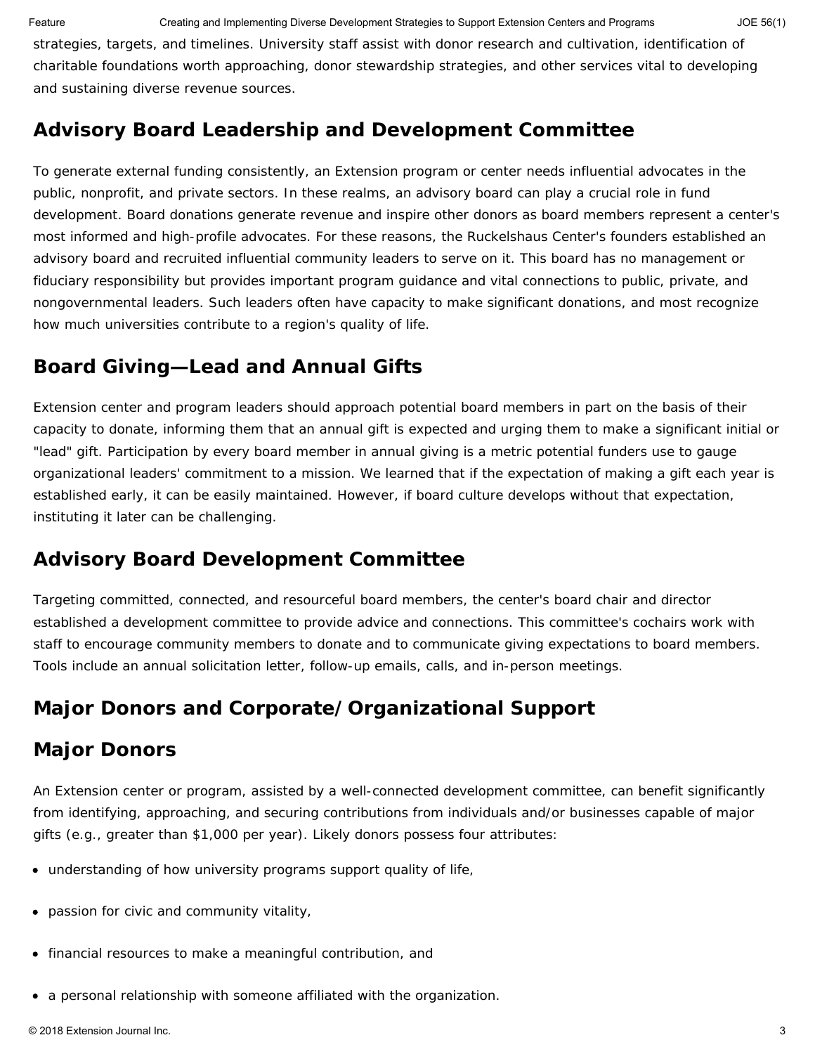strategies, targets, and timelines. University staff assist with donor research and cultivation, identification of charitable foundations worth approaching, donor stewardship strategies, and other services vital to developing and sustaining diverse revenue sources.

## Advisory Board Leadership and Development Committee

To generate external funding consistently, an Extension program or center needs influential advocates in the public, nonprofit, and private sectors. In these realms, an advisory board can play a crucial role in fund development. Board donations generate revenue and inspire other donors as board members represent a center's most informed and high-profile advocates. For these reasons, the Ruckelshaus Center's founders established an advisory board and recruited influential community leaders to serve on it. This board has no management or fiduciary responsibility but provides important program guidance and vital connections to public, private, and nongovernmental leaders. Such leaders often have capacity to make significant donations, and most recognize how much universities contribute to a region's quality of life.

## Board Giving—Lead and Annual Gifts

Extension center and program leaders should approach potential board members in part on the basis of their capacity to donate, informing them that an annual gift is expected and urging them to make a significant initial or "lead" gift. Participation by every board member in annual giving is a metric potential funders use to gauge organizational leaders' commitment to a mission. We learned that if the expectation of making a gift each year is established early, it can be easily maintained. However, if board culture develops without that expectation, instituting it later can be challenging.

## Advisory Board Development Committee

Targeting committed, connected, and resourceful board members, the center's board chair and director established a development committee to provide advice and connections. This committee's cochairs work with staff to encourage community members to donate and to communicate giving expectations to board members. Tools include an annual solicitation letter, follow-up emails, calls, and in-person meetings.

## Major Donors and Corporate/Organizational Support

## Major Donors

An Extension center or program, assisted by a well-connected development committee, can benefit significantly from identifying, approaching, and securing contributions from individuals and/or businesses capable of major gifts (e.g., greater than $1,000 per year). Likely donors possess four attributes:

- understanding of how university programs support quality of life,
- passion for civic and community vitality,
- financial resources to make a meaningful contribution, and
- a personal relationship with someone affiliated with the organization.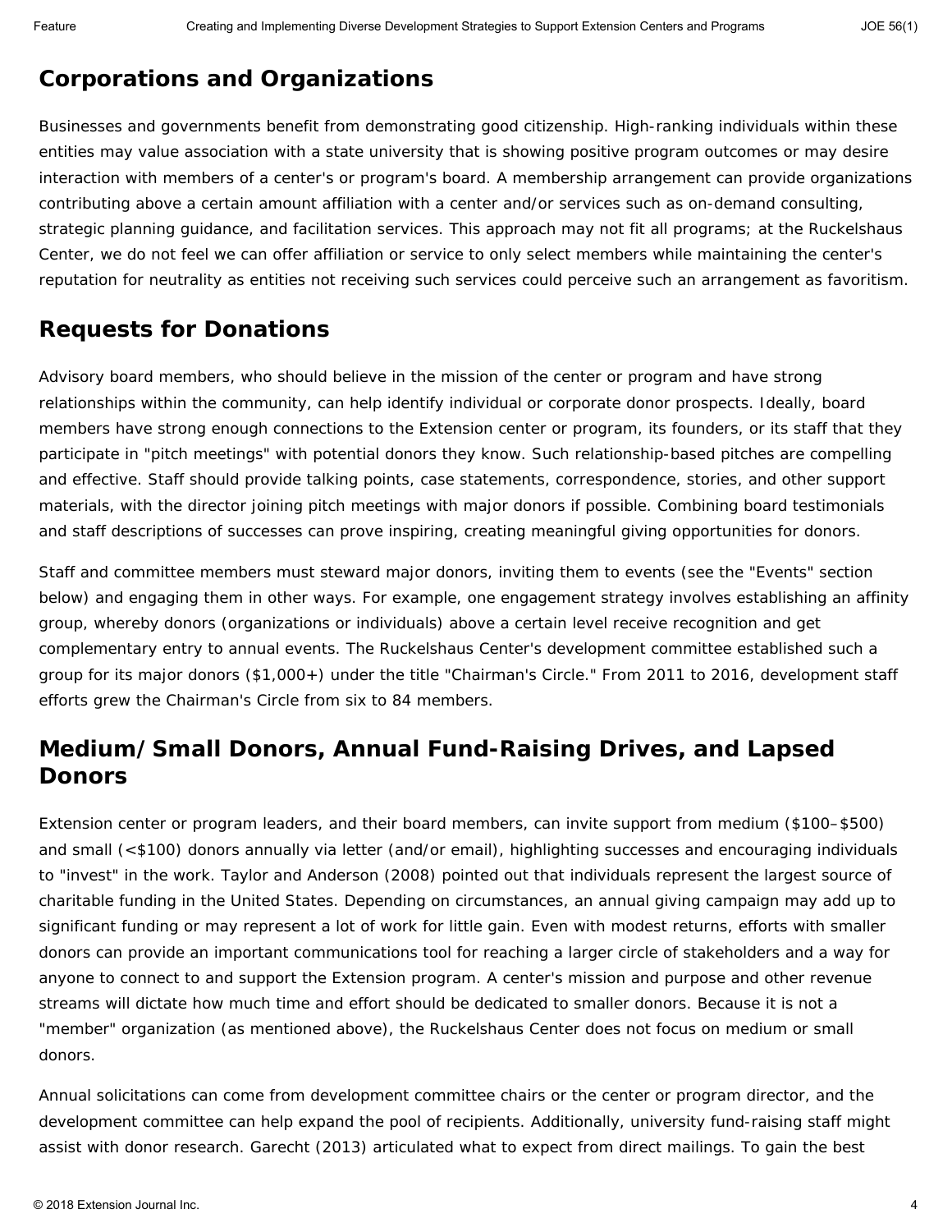## Corporations and Organizations

Businesses and governments benefit from demonstrating good citizenship. High-ranking individuals within these entities may value association with a state university that is showing positive program outcomes or may desire interaction with members of a center's or program's board. A membership arrangement can provide organizations contributing above a certain amount affiliation with a center and/or services such as on-demand consulting, strategic planning guidance, and facilitation services. This approach may not fit all programs; at the Ruckelshaus Center, we do not feel we can offer affiliation or service to only select members while maintaining the center's reputation for neutrality as entities not receiving such services could perceive such an arrangement as favoritism.

## Requests for Donations

Advisory board members, who should believe in the mission of the center or program and have strong relationships within the community, can help identify individual or corporate donor prospects. Ideally, board members have strong enough connections to the Extension center or program, its founders, or its staff that they participate in "pitch meetings" with potential donors they know. Such relationship-based pitches are compelling and effective. Staff should provide talking points, case statements, correspondence, stories, and other support materials, with the director joining pitch meetings with major donors if possible. Combining board testimonials and staff descriptions of successes can prove inspiring, creating meaningful giving opportunities for donors.

Staff and committee members must steward major donors, inviting them to events (see the "Events" section below) and engaging them in other ways. For example, one engagement strategy involves establishing an affinity group, whereby donors (organizations or individuals) above a certain level receive recognition and get complementary entry to annual events. The Ruckelshaus Center's development committee established such a group for its major donors ($1,000+) under the title "Chairman's Circle." From 2011 to 2016, development staff efforts grew the Chairman's Circle from six to 84 members.

## Medium/Small Donors, Annual Fund-Raising Drives, and Lapsed Donors

Extension center or program leaders, and their board members, can invite support from medium ($100–$500) and small (<$100) donors annually via letter (and/or email), highlighting successes and encouraging individuals to "invest" in the work. Taylor and Anderson (2008) pointed out that individuals represent the largest source of charitable funding in the United States. Depending on circumstances, an annual giving campaign may add up to significant funding or may represent a lot of work for little gain. Even with modest returns, efforts with smaller donors can provide an important communications tool for reaching a larger circle of stakeholders and a way for anyone to connect to and support the Extension program. A center's mission and purpose and other revenue streams will dictate how much time and effort should be dedicated to smaller donors. Because it is not a "member" organization (as mentioned above), the Ruckelshaus Center does not focus on medium or small donors.

Annual solicitations can come from development committee chairs or the center or program director, and the development committee can help expand the pool of recipients. Additionally, university fund-raising staff might assist with donor research. Garecht (2013) articulated what to expect from direct mailings. To gain the best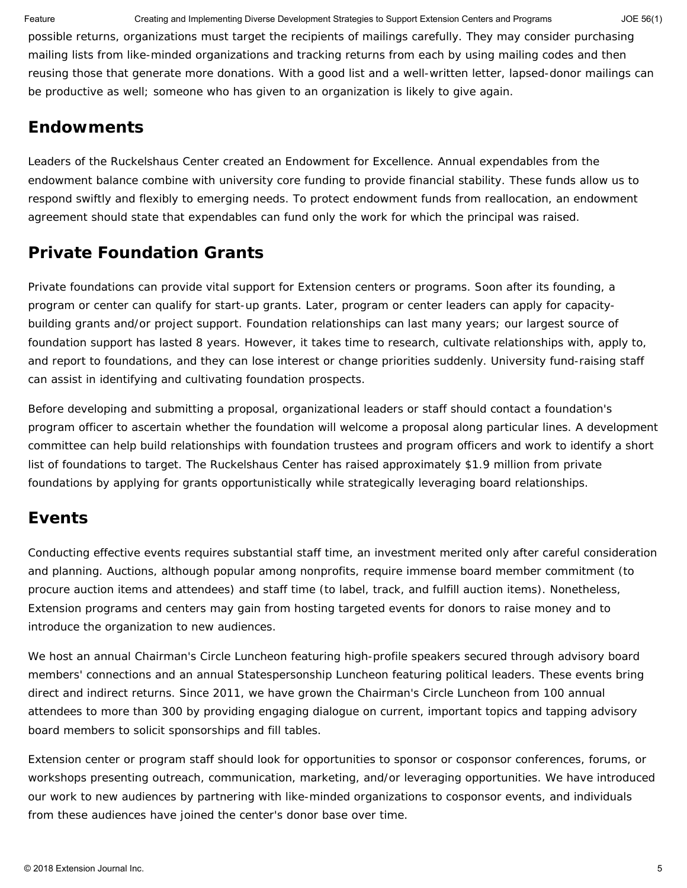possible returns, organizations must target the recipients of mailings carefully. They may consider purchasing mailing lists from like-minded organizations and tracking returns from each by using mailing codes and then reusing those that generate more donations. With a good list and a well-written letter, lapsed-donor mailings can be productive as well; someone who has given to an organization is likely to give again.

## Endowments

Leaders of the Ruckelshaus Center created an Endowment for Excellence. Annual expendables from the endowment balance combine with university core funding to provide financial stability. These funds allow us to respond swiftly and flexibly to emerging needs. To protect endowment funds from reallocation, an endowment agreement should state that expendables can fund only the work for which the principal was raised.

## Private Foundation Grants

Private foundations can provide vital support for Extension centers or programs. Soon after its founding, a program or center can qualify for start-up grants. Later, program or center leaders can apply for capacity-building grants and/or project support. Foundation relationships can last many years; our largest source of foundation support has lasted 8 years. However, it takes time to research, cultivate relationships with, apply to, and report to foundations, and they can lose interest or change priorities suddenly. University fund-raising staff can assist in identifying and cultivating foundation prospects.

Before developing and submitting a proposal, organizational leaders or staff should contact a foundation's program officer to ascertain whether the foundation will welcome a proposal along particular lines. A development committee can help build relationships with foundation trustees and program officers and work to identify a short list of foundations to target. The Ruckelshaus Center has raised approximately $1.9 million from private foundations by applying for grants opportunistically while strategically leveraging board relationships.

## Events

Conducting effective events requires substantial staff time, an investment merited only after careful consideration and planning. Auctions, although popular among nonprofits, require immense board member commitment (to procure auction items and attendees) and staff time (to label, track, and fulfill auction items). Nonetheless, Extension programs and centers may gain from hosting targeted events for donors to raise money and to introduce the organization to new audiences.

We host an annual Chairman's Circle Luncheon featuring high-profile speakers secured through advisory board members' connections and an annual Statespersonship Luncheon featuring political leaders. These events bring direct and indirect returns. Since 2011, we have grown the Chairman's Circle Luncheon from 100 annual attendees to more than 300 by providing engaging dialogue on current, important topics and tapping advisory board members to solicit sponsorships and fill tables.

Extension center or program staff should look for opportunities to sponsor or cosponsor conferences, forums, or workshops presenting outreach, communication, marketing, and/or leveraging opportunities. We have introduced our work to new audiences by partnering with like-minded organizations to cosponsor events, and individuals from these audiences have joined the center's donor base over time.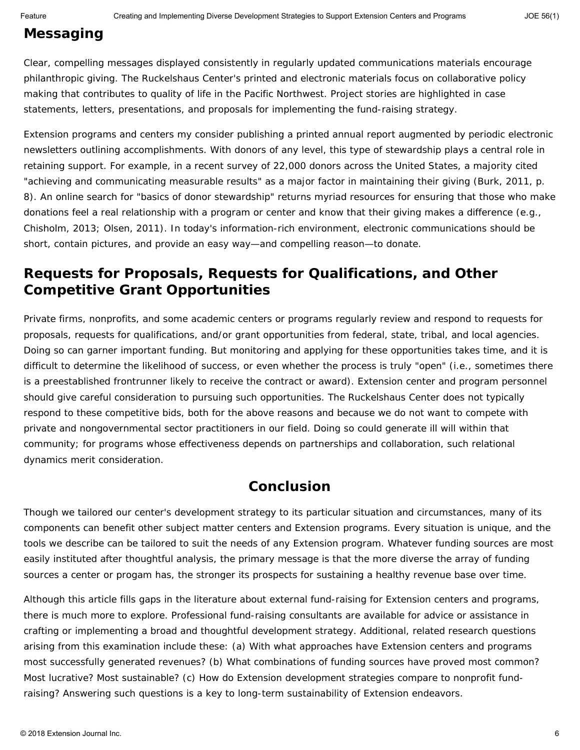## Messaging

Clear, compelling messages displayed consistently in regularly updated communications materials encourage philanthropic giving. The Ruckelshaus Center's printed and electronic materials focus on collaborative policy making that contributes to quality of life in the Pacific Northwest. Project stories are highlighted in case statements, letters, presentations, and proposals for implementing the fund-raising strategy.

Extension programs and centers my consider publishing a printed annual report augmented by periodic electronic newsletters outlining accomplishments. With donors of any level, this type of stewardship plays a central role in retaining support. For example, in a recent survey of 22,000 donors across the United States, a majority cited "achieving and communicating measurable results" as a major factor in maintaining their giving (Burk, 2011, p. 8). An online search for "basics of donor stewardship" returns myriad resources for ensuring that those who make donations feel a real relationship with a program or center and know that their giving makes a difference (e.g., Chisholm, 2013; Olsen, 2011). In today's information-rich environment, electronic communications should be short, contain pictures, and provide an easy way—and compelling reason—to donate.

## Requests for Proposals, Requests for Qualifications, and Other Competitive Grant Opportunities

Private firms, nonprofits, and some academic centers or programs regularly review and respond to requests for proposals, requests for qualifications, and/or grant opportunities from federal, state, tribal, and local agencies. Doing so can garner important funding. But monitoring and applying for these opportunities takes time, and it is difficult to determine the likelihood of success, or even whether the process is truly "open" (i.e., sometimes there is a preestablished frontrunner likely to receive the contract or award). Extension center and program personnel should give careful consideration to pursuing such opportunities. The Ruckelshaus Center does not typically respond to these competitive bids, both for the above reasons and because we do not want to compete with private and nongovernmental sector practitioners in our field. Doing so could generate ill will within that community; for programs whose effectiveness depends on partnerships and collaboration, such relational dynamics merit consideration.

# Conclusion

Though we tailored our center's development strategy to its particular situation and circumstances, many of its components can benefit other subject matter centers and Extension programs. Every situation is unique, and the tools we describe can be tailored to suit the needs of any Extension program. Whatever funding sources are most easily instituted after thoughtful analysis, the primary message is that the more diverse the array of funding sources a center or progam has, the stronger its prospects for sustaining a healthy revenue base over time.

Although this article fills gaps in the literature about external fund-raising for Extension centers and programs, there is much more to explore. Professional fund-raising consultants are available for advice or assistance in crafting or implementing a broad and thoughtful development strategy. Additional, related research questions arising from this examination include these: (a) With what approaches have Extension centers and programs most successfully generated revenues? (b) What combinations of funding sources have proved most common? Most lucrative? Most sustainable? (c) How do Extension development strategies compare to nonprofit fund-raising? Answering such questions is a key to long-term sustainability of Extension endeavors.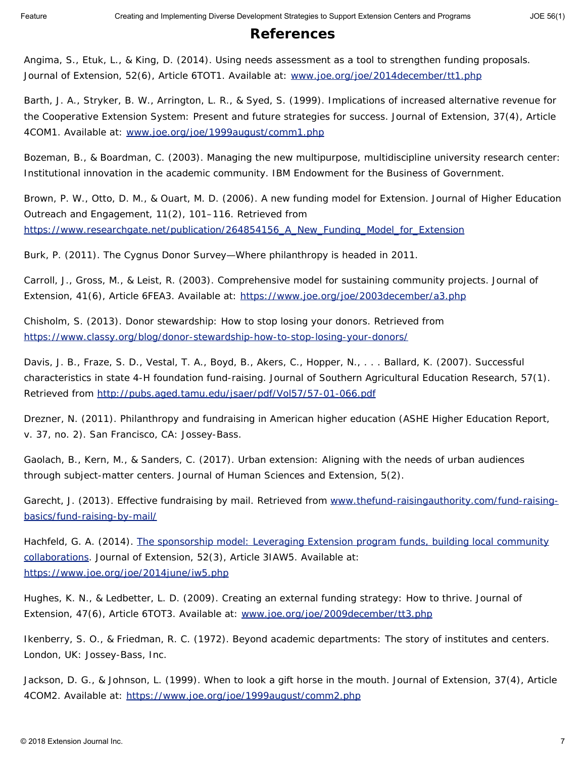# References

Angima, S., Etuk, L., & King, D. (2014). Using needs assessment as a tool to strengthen funding proposals. Journal of Extension, 52(6), Article 6TOT1. Available at: [www.joe.org/joe/2014december/tt1.php](www.joe.org/joe/2014december/tt1.php)

Barth, J. A., Stryker, B. W., Arrington, L. R., & Syed, S. (1999). Implications of increased alternative revenue for the Cooperative Extension System: Present and future strategies for success. Journal of Extension, 37(4), Article 4COM1. Available at: [www.joe.org/joe/1999august/comm1.php](www.joe.org/joe/1999august/comm1.php)

Bozeman, B., & Boardman, C. (2003). Managing the new multipurpose, multidiscipline university research center: Institutional innovation in the academic community. IBM Endowment for the Business of Government.

Brown, P. W., Otto, D. M., & Ouart, M. D. (2006). A new funding model for Extension. Journal of Higher Education Outreach and Engagement, 11(2), 101–116. Retrieved from [https://www.researchgate.net/publication/264854156_A_New_Funding_Model_for_Extension](https://www.researchgate.net/publication/264854156_A_New_Funding_Model_for_Extension)

Burk, P. (2011). The Cygnus Donor Survey—Where philanthropy is headed in 2011.

Carroll, J., Gross, M., & Leist, R. (2003). Comprehensive model for sustaining community projects. Journal of Extension, 41(6), Article 6FEA3. Available at: [https://www.joe.org/joe/2003december/a3.php](https://www.joe.org/joe/2003december/a3.php)

Chisholm, S. (2013). Donor stewardship: How to stop losing your donors. Retrieved from [https://www.classy.org/blog/donor-stewardship-how-to-stop-losing-your-donors/](https://www.classy.org/blog/donor-stewardship-how-to-stop-losing-your-donors/)

Davis, J. B., Fraze, S. D., Vestal, T. A., Boyd, B., Akers, C., Hopper, N., . . . Ballard, K. (2007). Successful characteristics in state 4-H foundation fund-raising. Journal of Southern Agricultural Education Research, 57(1). Retrieved from [http://pubs.aged.tamu.edu/jsaer/pdf/Vol57/57-01-066.pdf](http://pubs.aged.tamu.edu/jsaer/pdf/Vol57/57-01-066.pdf)

Drezner, N. (2011). Philanthropy and fundraising in American higher education (ASHE Higher Education Report, v. 37, no. 2). San Francisco, CA: Jossey-Bass.

Gaolach, B., Kern, M., & Sanders, C. (2017). Urban extension: Aligning with the needs of urban audiences through subject-matter centers. Journal of Human Sciences and Extension, 5(2).

Garecht, J. (2013). Effective fundraising by mail. Retrieved from [www.thefund-raisingauthority.com/fund-raising-basics/fund-raising-by-mail/](www.thefund-raisingauthority.com/fund-raising-basics/fund-raising-by-mail/)

Hachfeld, G. A. (2014). The sponsorship model: Leveraging Extension program funds, building local community collaborations. Journal of Extension, 52(3), Article 3IAW5. Available at: [https://www.joe.org/joe/2014june/iw5.php](https://www.joe.org/joe/2014june/iw5.php)

Hughes, K. N., & Ledbetter, L. D. (2009). Creating an external funding strategy: How to thrive. Journal of Extension, 47(6), Article 6TOT3. Available at: [www.joe.org/joe/2009december/tt3.php](www.joe.org/joe/2009december/tt3.php)

Ikenberry, S. O., & Friedman, R. C. (1972). Beyond academic departments: The story of institutes and centers. London, UK: Jossey-Bass, Inc.

Jackson, D. G., & Johnson, L. (1999). When to look a gift horse in the mouth. Journal of Extension, 37(4), Article 4COM2. Available at: [https://www.joe.org/joe/1999august/comm2.php](https://www.joe.org/joe/1999august/comm2.php)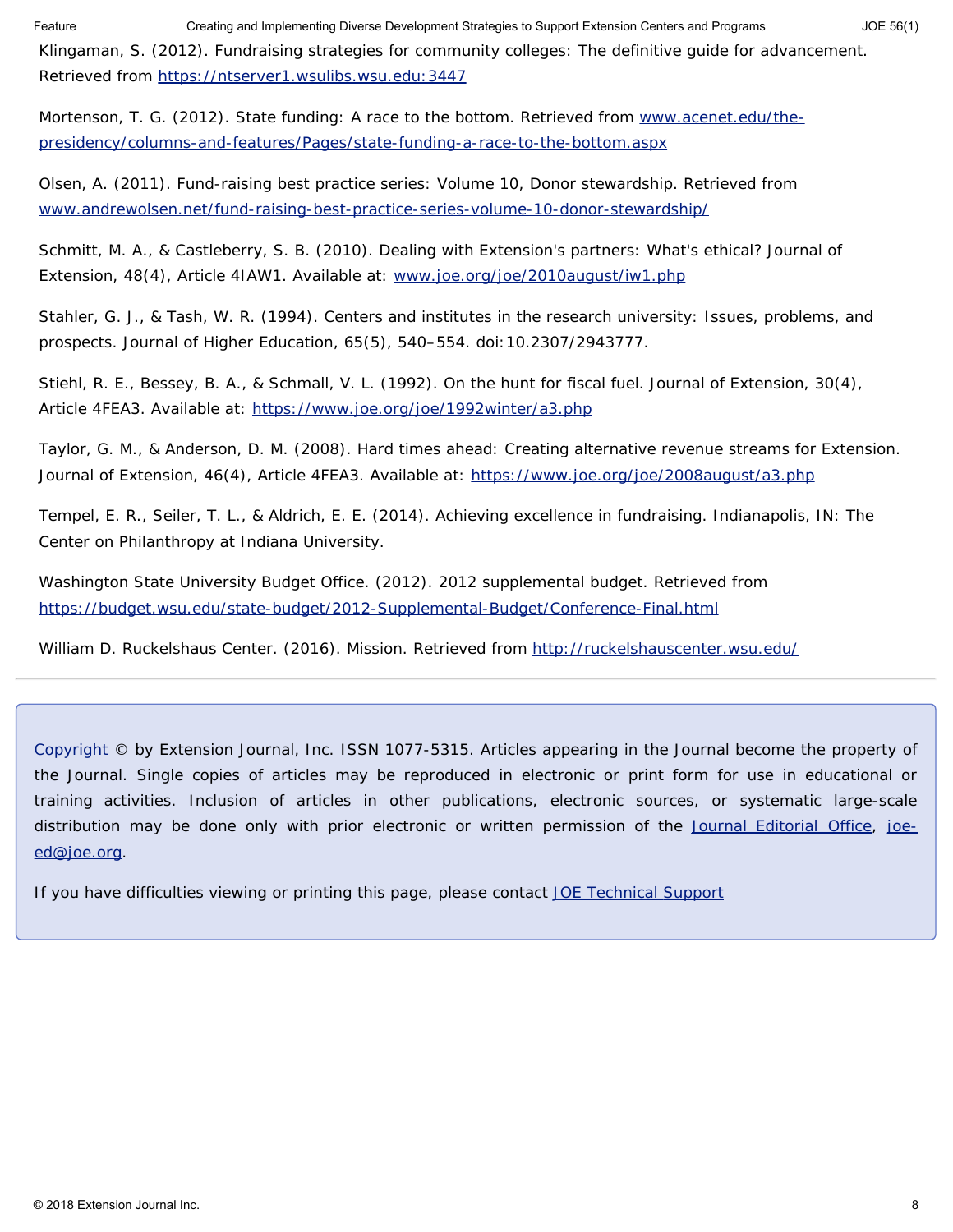Klingaman, S. (2012). Fundraising strategies for community colleges: The definitive guide for advancement. Retrieved from https://ntserver1.wsulibs.wsu.edu:3447

Mortenson, T. G. (2012). State funding: A race to the bottom. Retrieved from www.acenet.edu/the-presidency/columns-and-features/Pages/state-funding-a-race-to-the-bottom.aspx

Olsen, A. (2011). Fund-raising best practice series: Volume 10, Donor stewardship. Retrieved from www.andrewolsen.net/fund-raising-best-practice-series-volume-10-donor-stewardship/

Schmitt, M. A., & Castleberry, S. B. (2010). Dealing with Extension's partners: What's ethical? Journal of Extension, 48(4), Article 4IAW1. Available at: www.joe.org/joe/2010august/iw1.php

Stahler, G. J., & Tash, W. R. (1994). Centers and institutes in the research university: Issues, problems, and prospects. Journal of Higher Education, 65(5), 540–554. doi:10.2307/2943777.

Stiehl, R. E., Bessey, B. A., & Schmall, V. L. (1992). On the hunt for fiscal fuel. Journal of Extension, 30(4), Article 4FEA3. Available at: https://www.joe.org/joe/1992winter/a3.php

Taylor, G. M., & Anderson, D. M. (2008). Hard times ahead: Creating alternative revenue streams for Extension. Journal of Extension, 46(4), Article 4FEA3. Available at: https://www.joe.org/joe/2008august/a3.php

Tempel, E. R., Seiler, T. L., & Aldrich, E. E. (2014). Achieving excellence in fundraising. Indianapolis, IN: The Center on Philanthropy at Indiana University.

Washington State University Budget Office. (2012). 2012 supplemental budget. Retrieved from https://budget.wsu.edu/state-budget/2012-Supplemental-Budget/Conference-Final.html

William D. Ruckelshaus Center. (2016). Mission. Retrieved from http://ruckelshauscenter.wsu.edu/

---

Copyright © by Extension Journal, Inc. ISSN 1077-5315. Articles appearing in the Journal become the property of the Journal. Single copies of articles may be reproduced in electronic or print form for use in educational or training activities. Inclusion of articles in other publications, electronic sources, or systematic large-scale distribution may be done only with prior electronic or written permission of the Journal Editorial Office, joe-ed@joe.org.

If you have difficulties viewing or printing this page, please contact JOE Technical Support